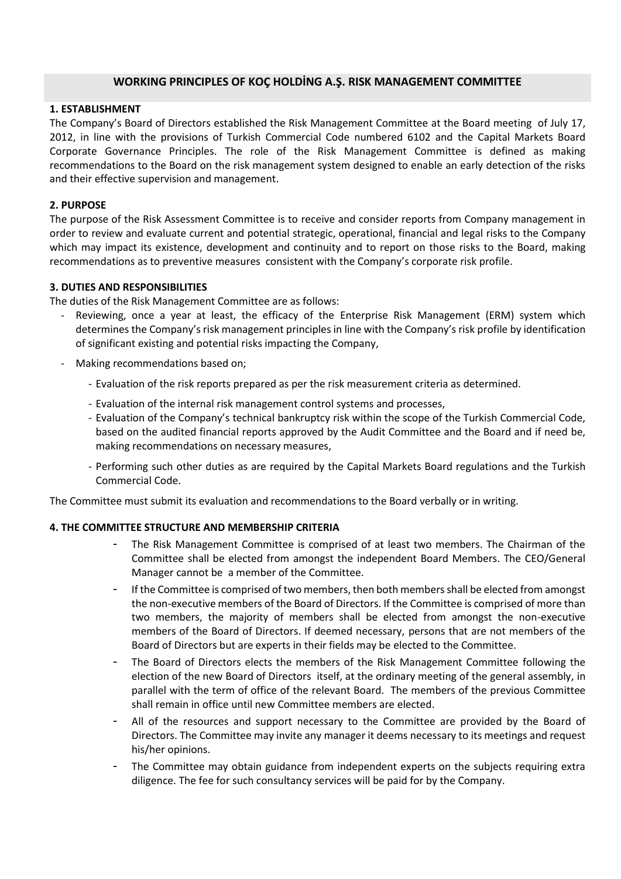# WORKING PRINCIPLES OF KOÇ HOLDİNG A.Ş. RISK MANAGEMENT COMMITTEE

## 1. ESTABLISHMENT

The Company's Board of Directors established the Risk Management Committee at the Board meeting of July 17, 2012, in line with the provisions of Turkish Commercial Code numbered 6102 and the Capital Markets Board Corporate Governance Principles. The role of the Risk Management Committee is defined as making recommendations to the Board on the risk management system designed to enable an early detection of the risks and their effective supervision and management.

## 2. PURPOSE

The purpose of the Risk Assessment Committee is to receive and consider reports from Company management in order to review and evaluate current and potential strategic, operational, financial and legal risks to the Company which may impact its existence, development and continuity and to report on those risks to the Board, making recommendations as to preventive measures consistent with the Company's corporate risk profile.

## 3. DUTIES AND RESPONSIBILITIES

The duties of the Risk Management Committee are as follows:

- Reviewing, once a year at least, the efficacy of the Enterprise Risk Management (ERM) system which determines the Company's risk management principles in line with the Company's risk profile by identification of significant existing and potential risks impacting the Company,
- Making recommendations based on;
  - Evaluation of the risk reports prepared as per the risk measurement criteria as determined.
  - Evaluation of the internal risk management control systems and processes,
  - Evaluation of the Company's technical bankruptcy risk within the scope of the Turkish Commercial Code, based on the audited financial reports approved by the Audit Committee and the Board and if need be, making recommendations on necessary measures,
  - Performing such other duties as are required by the Capital Markets Board regulations and the Turkish Commercial Code.

The Committee must submit its evaluation and recommendations to the Board verbally or in writing.

## 4. THE COMMITTEE STRUCTURE AND MEMBERSHIP CRITERIA

- The Risk Management Committee is comprised of at least two members. The Chairman of the Committee shall be elected from amongst the independent Board Members. The CEO/General Manager cannot be a member of the Committee.
- If the Committee is comprised of two members, then both members shall be elected from amongst the non-executive members of the Board of Directors. If the Committee is comprised of more than two members, the majority of members shall be elected from amongst the non-executive members of the Board of Directors. If deemed necessary, persons that are not members of the Board of Directors but are experts in their fields may be elected to the Committee.
- The Board of Directors elects the members of the Risk Management Committee following the election of the new Board of Directors itself, at the ordinary meeting of the general assembly, in parallel with the term of office of the relevant Board. The members of the previous Committee shall remain in office until new Committee members are elected.
- All of the resources and support necessary to the Committee are provided by the Board of Directors. The Committee may invite any manager it deems necessary to its meetings and request his/her opinions.
- The Committee may obtain guidance from independent experts on the subjects requiring extra diligence. The fee for such consultancy services will be paid for by the Company.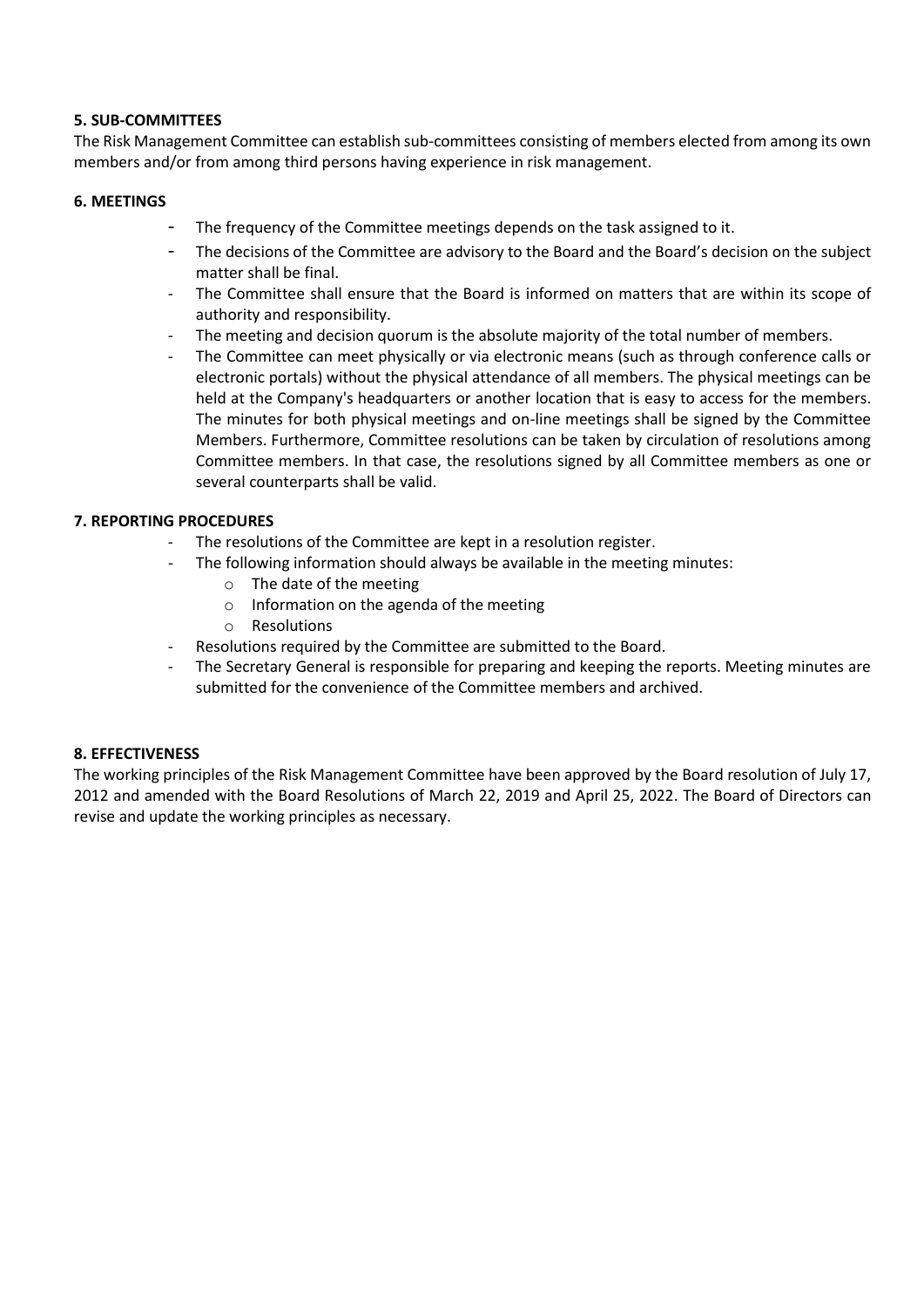### 5. SUB-COMMITTEES

The Risk Management Committee can establish sub-committees consisting of members elected from among its own members and/or from among third persons having experience in risk management.

### 6. MEETINGS

- The frequency of the Committee meetings depends on the task assigned to it.
- The decisions of the Committee are advisory to the Board and the Board's decision on the subject matter shall be final.
- The Committee shall ensure that the Board is informed on matters that are within its scope of authority and responsibility.
- The meeting and decision quorum is the absolute majority of the total number of members.
- The Committee can meet physically or via electronic means (such as through conference calls or electronic portals) without the physical attendance of all members. The physical meetings can be held at the Company's headquarters or another location that is easy to access for the members. The minutes for both physical meetings and on-line meetings shall be signed by the Committee Members. Furthermore, Committee resolutions can be taken by circulation of resolutions among Committee members. In that case, the resolutions signed by all Committee members as one or several counterparts shall be valid.

### 7. REPORTING PROCEDURES

- The resolutions of the Committee are kept in a resolution register.
- The following information should always be available in the meeting minutes:
  - The date of the meeting
  - Information on the agenda of the meeting
  - Resolutions
- Resolutions required by the Committee are submitted to the Board.
- The Secretary General is responsible for preparing and keeping the reports. Meeting minutes are submitted for the convenience of the Committee members and archived.

### 8. EFFECTIVENESS

The working principles of the Risk Management Committee have been approved by the Board resolution of July 17, 2012 and amended with the Board Resolutions of March 22, 2019 and April 25, 2022. The Board of Directors can revise and update the working principles as necessary.